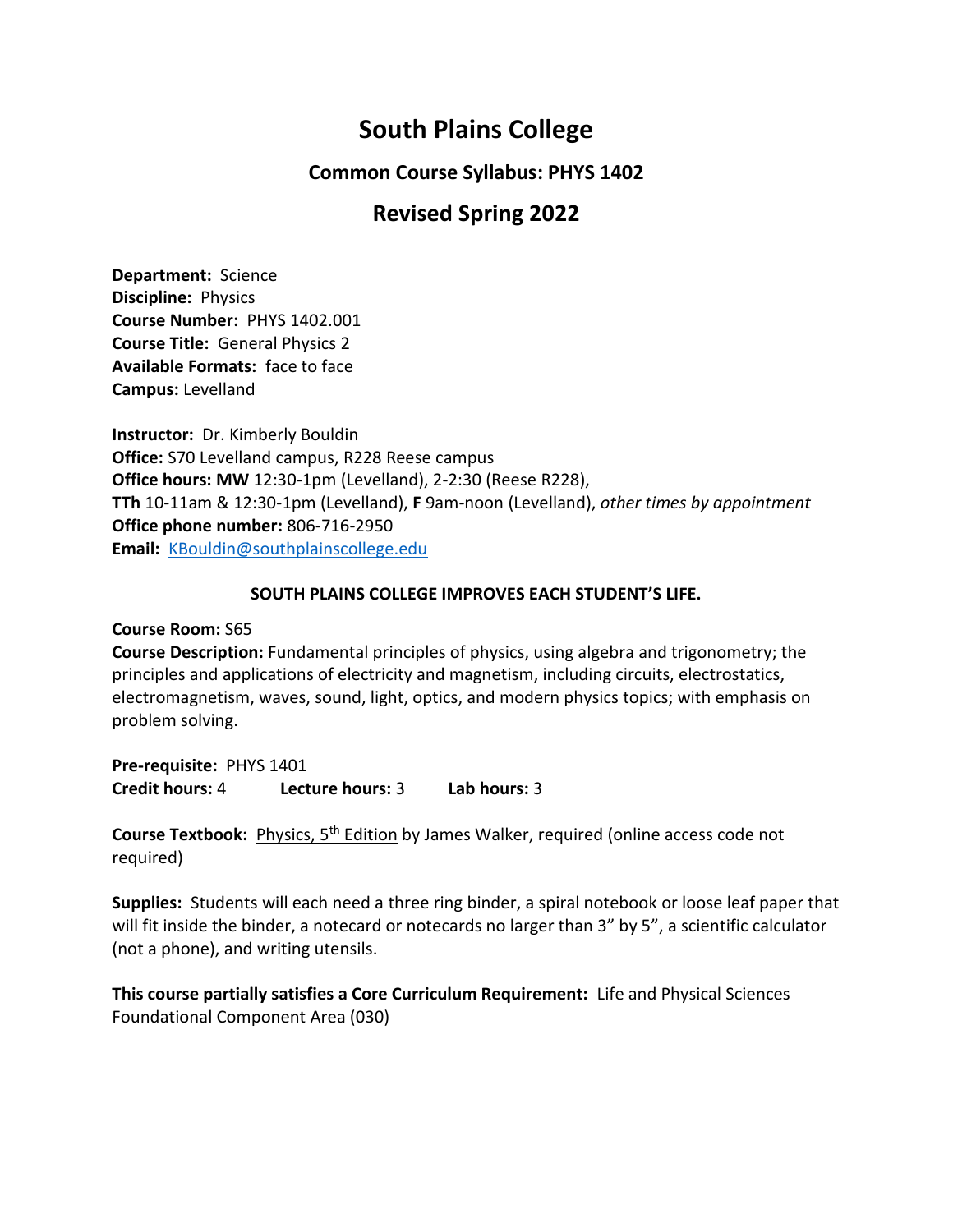# South Plains College

## Common Course Syllabus: PHYS 1402

## Revised Spring 2022

**Department:** Science
**Discipline:** Physics
**Course Number:** PHYS 1402.001
**Course Title:** General Physics 2
**Available Formats:** face to face
**Campus:** Levelland

**Instructor:** Dr. Kimberly Bouldin
**Office:** S70 Levelland campus, R228 Reese campus
**Office hours: MW** 12:30-1pm (Levelland), 2-2:30 (Reese R228),
**TTh** 10-11am & 12:30-1pm (Levelland), **F** 9am-noon (Levelland), *other times by appointment*
**Office phone number:** 806-716-2950
**Email:** KBouldin@southplainscollege.edu

**SOUTH PLAINS COLLEGE IMPROVES EACH STUDENT'S LIFE.**

**Course Room:** S65
**Course Description:** Fundamental principles of physics, using algebra and trigonometry; the principles and applications of electricity and magnetism, including circuits, electrostatics, electromagnetism, waves, sound, light, optics, and modern physics topics; with emphasis on problem solving.

**Pre-requisite:** PHYS 1401
**Credit hours:** 4 **Lecture hours:** 3 **Lab hours:** 3

**Course Textbook:** Physics, 5th Edition by James Walker, required (online access code not required)

**Supplies:** Students will each need a three ring binder, a spiral notebook or loose leaf paper that will fit inside the binder, a notecard or notecards no larger than 3" by 5", a scientific calculator (not a phone), and writing utensils.

**This course partially satisfies a Core Curriculum Requirement:** Life and Physical Sciences Foundational Component Area (030)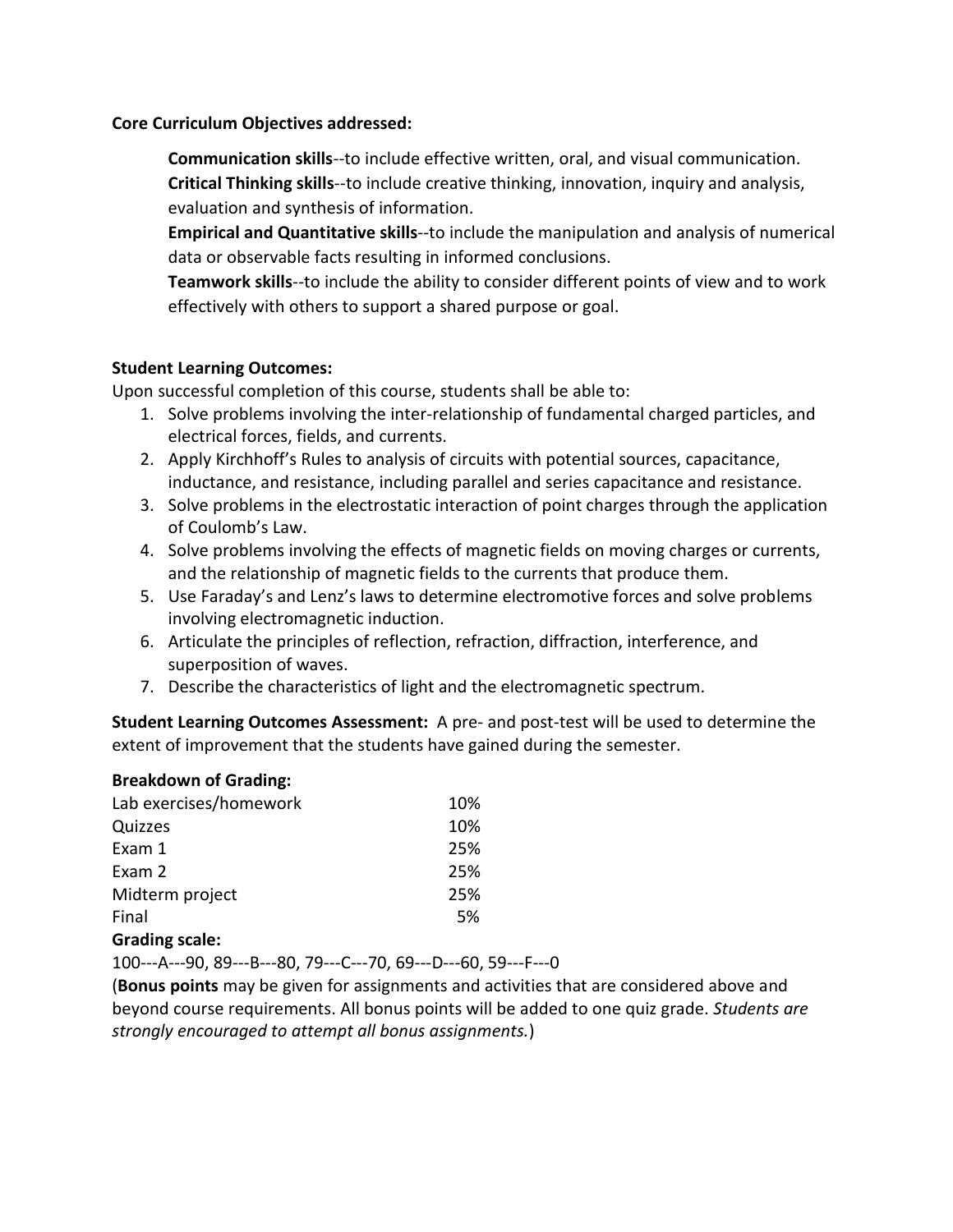**Core Curriculum Objectives addressed:**

**Communication skills**--to include effective written, oral, and visual communication.
**Critical Thinking skills**--to include creative thinking, innovation, inquiry and analysis, evaluation and synthesis of information.
**Empirical and Quantitative skills**--to include the manipulation and analysis of numerical data or observable facts resulting in informed conclusions.
**Teamwork skills**--to include the ability to consider different points of view and to work effectively with others to support a shared purpose or goal.

**Student Learning Outcomes:**
Upon successful completion of this course, students shall be able to:

1. Solve problems involving the inter-relationship of fundamental charged particles, and electrical forces, fields, and currents.
2. Apply Kirchhoff's Rules to analysis of circuits with potential sources, capacitance, inductance, and resistance, including parallel and series capacitance and resistance.
3. Solve problems in the electrostatic interaction of point charges through the application of Coulomb's Law.
4. Solve problems involving the effects of magnetic fields on moving charges or currents, and the relationship of magnetic fields to the currents that produce them.
5. Use Faraday's and Lenz's laws to determine electromotive forces and solve problems involving electromagnetic induction.
6. Articulate the principles of reflection, refraction, diffraction, interference, and superposition of waves.
7. Describe the characteristics of light and the electromagnetic spectrum.

**Student Learning Outcomes Assessment:** A pre- and post-test will be used to determine the extent of improvement that the students have gained during the semester.

**Breakdown of Grading:**

| | |
|---|---|
| Lab exercises/homework | 10% |
| Quizzes | 10% |
| Exam 1 | 25% |
| Exam 2 | 25% |
| Midterm project | 25% |
| Final | 5% |

**Grading scale:**
100---A---90, 89---B---80, 79---C---70, 69---D---60, 59---F---0
(**Bonus points** may be given for assignments and activities that are considered above and beyond course requirements. All bonus points will be added to one quiz grade. *Students are strongly encouraged to attempt all bonus assignments.*)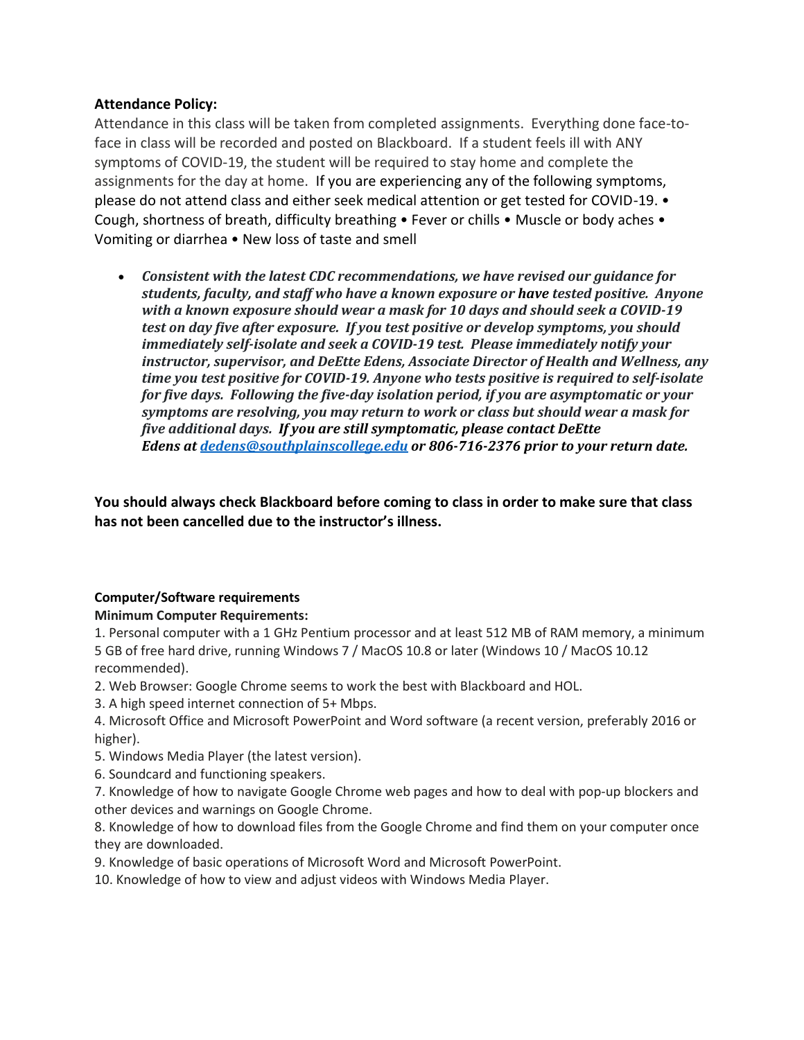**Attendance Policy:**

Attendance in this class will be taken from completed assignments. Everything done face-to-face in class will be recorded and posted on Blackboard. If a student feels ill with ANY symptoms of COVID-19, the student will be required to stay home and complete the assignments for the day at home. If you are experiencing any of the following symptoms, please do not attend class and either seek medical attention or get tested for COVID-19. • Cough, shortness of breath, difficulty breathing • Fever or chills • Muscle or body aches • Vomiting or diarrhea • New loss of taste and smell

- ***Consistent with the latest CDC recommendations, we have revised our guidance for students, faculty, and staff who have a known exposure or have tested positive. Anyone with a known exposure should wear a mask for 10 days and should seek a COVID-19 test on day five after exposure. If you test positive or develop symptoms, you should immediately self-isolate and seek a COVID-19 test. Please immediately notify your instructor, supervisor, and DeEtte Edens, Associate Director of Health and Wellness, any time you test positive for COVID-19. Anyone who tests positive is required to self-isolate for five days. Following the five-day isolation period, if you are asymptomatic or your symptoms are resolving, you may return to work or class but should wear a mask for five additional days. If you are still symptomatic, please contact DeEtte Edens at dedens@southplainscollege.edu or 806-716-2376 prior to your return date.***

**You should always check Blackboard before coming to class in order to make sure that class has not been cancelled due to the instructor's illness.**

**Computer/Software requirements**

**Minimum Computer Requirements:**

1. Personal computer with a 1 GHz Pentium processor and at least 512 MB of RAM memory, a minimum 5 GB of free hard drive, running Windows 7 / MacOS 10.8 or later (Windows 10 / MacOS 10.12 recommended).
2. Web Browser: Google Chrome seems to work the best with Blackboard and HOL.
3. A high speed internet connection of 5+ Mbps.
4. Microsoft Office and Microsoft PowerPoint and Word software (a recent version, preferably 2016 or higher).
5. Windows Media Player (the latest version).
6. Soundcard and functioning speakers.
7. Knowledge of how to navigate Google Chrome web pages and how to deal with pop-up blockers and other devices and warnings on Google Chrome.
8. Knowledge of how to download files from the Google Chrome and find them on your computer once they are downloaded.
9. Knowledge of basic operations of Microsoft Word and Microsoft PowerPoint.
10. Knowledge of how to view and adjust videos with Windows Media Player.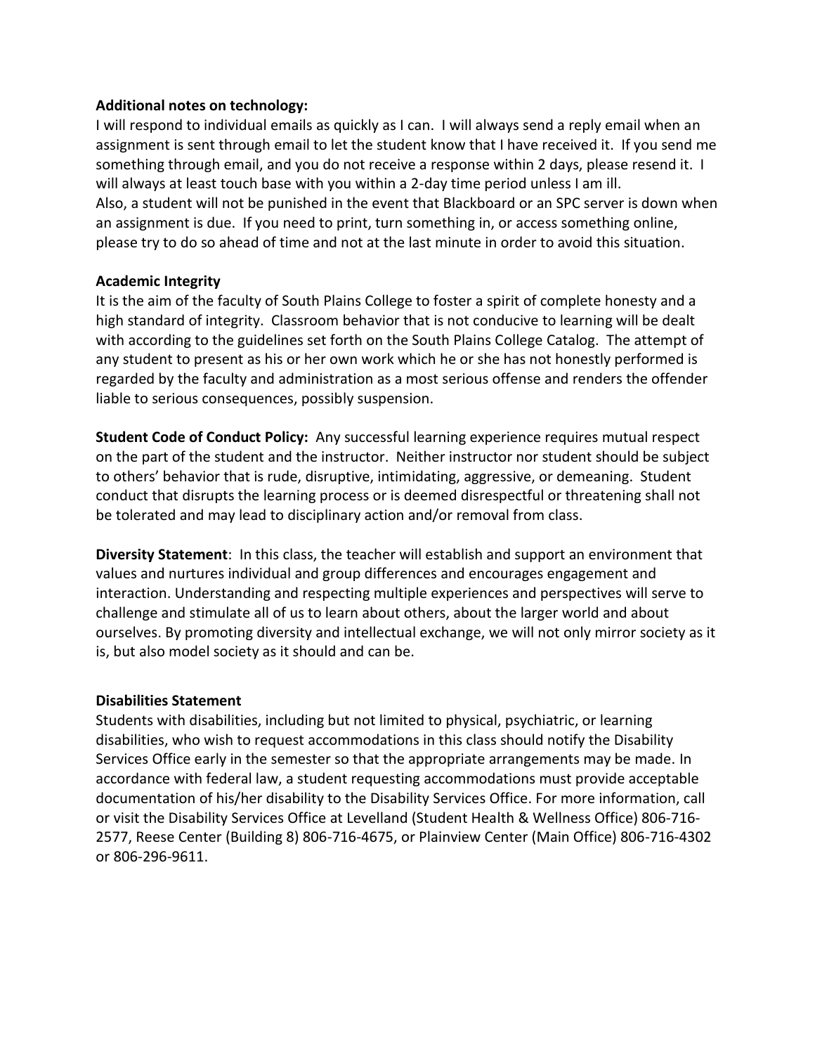**Additional notes on technology:**
I will respond to individual emails as quickly as I can. I will always send a reply email when an assignment is sent through email to let the student know that I have received it. If you send me something through email, and you do not receive a response within 2 days, please resend it. I will always at least touch base with you within a 2-day time period unless I am ill.
Also, a student will not be punished in the event that Blackboard or an SPC server is down when an assignment is due. If you need to print, turn something in, or access something online, please try to do so ahead of time and not at the last minute in order to avoid this situation.

**Academic Integrity**
It is the aim of the faculty of South Plains College to foster a spirit of complete honesty and a high standard of integrity. Classroom behavior that is not conducive to learning will be dealt with according to the guidelines set forth on the South Plains College Catalog. The attempt of any student to present as his or her own work which he or she has not honestly performed is regarded by the faculty and administration as a most serious offense and renders the offender liable to serious consequences, possibly suspension.

**Student Code of Conduct Policy:** Any successful learning experience requires mutual respect on the part of the student and the instructor. Neither instructor nor student should be subject to others' behavior that is rude, disruptive, intimidating, aggressive, or demeaning. Student conduct that disrupts the learning process or is deemed disrespectful or threatening shall not be tolerated and may lead to disciplinary action and/or removal from class.

**Diversity Statement**: In this class, the teacher will establish and support an environment that values and nurtures individual and group differences and encourages engagement and interaction. Understanding and respecting multiple experiences and perspectives will serve to challenge and stimulate all of us to learn about others, about the larger world and about ourselves. By promoting diversity and intellectual exchange, we will not only mirror society as it is, but also model society as it should and can be.

**Disabilities Statement**
Students with disabilities, including but not limited to physical, psychiatric, or learning disabilities, who wish to request accommodations in this class should notify the Disability Services Office early in the semester so that the appropriate arrangements may be made. In accordance with federal law, a student requesting accommodations must provide acceptable documentation of his/her disability to the Disability Services Office. For more information, call or visit the Disability Services Office at Levelland (Student Health & Wellness Office) 806-716-2577, Reese Center (Building 8) 806-716-4675, or Plainview Center (Main Office) 806-716-4302 or 806-296-9611.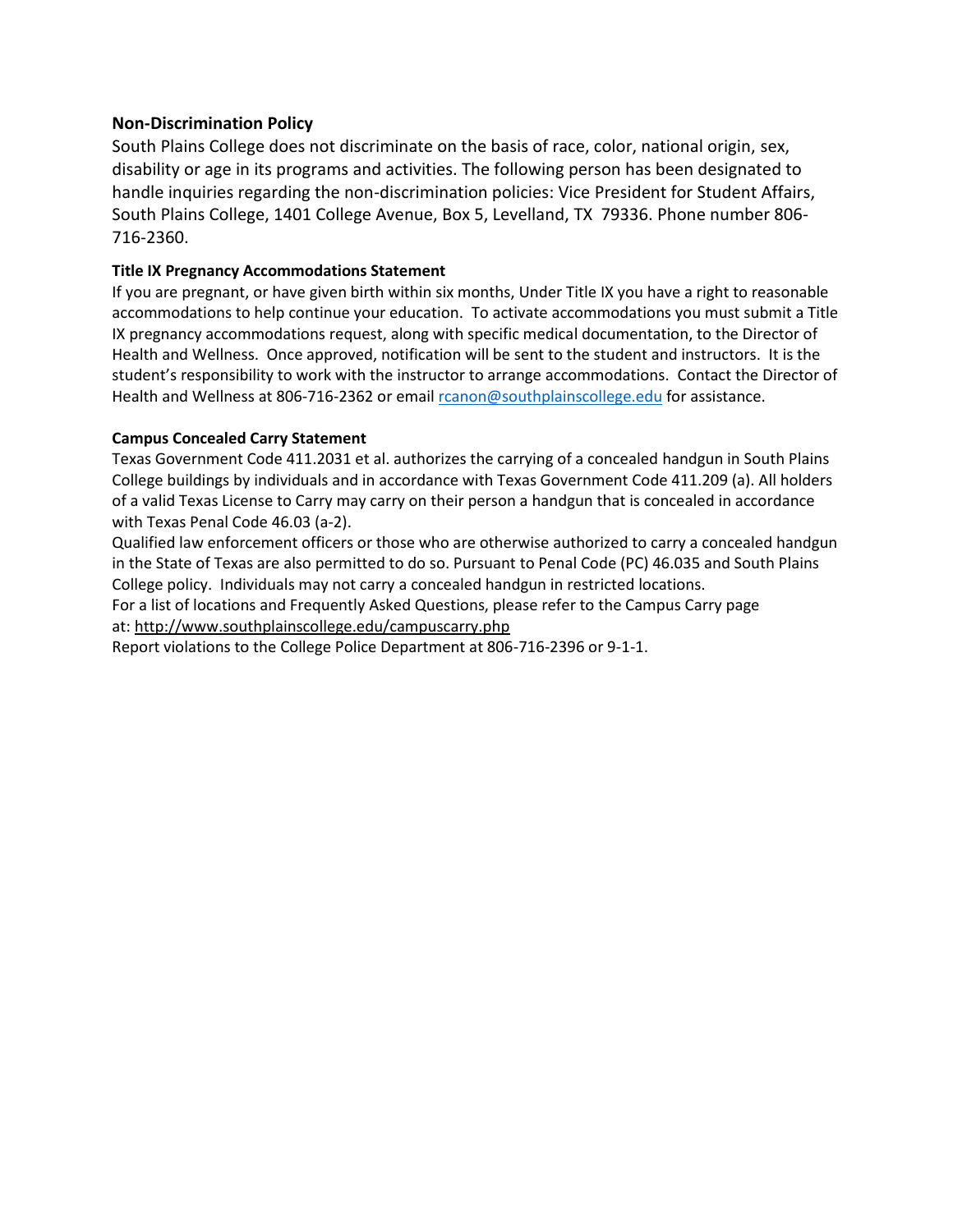## Non-Discrimination Policy

South Plains College does not discriminate on the basis of race, color, national origin, sex, disability or age in its programs and activities. The following person has been designated to handle inquiries regarding the non-discrimination policies: Vice President for Student Affairs, South Plains College, 1401 College Avenue, Box 5, Levelland, TX 79336. Phone number 806-716-2360.

### Title IX Pregnancy Accommodations Statement

If you are pregnant, or have given birth within six months, Under Title IX you have a right to reasonable accommodations to help continue your education. To activate accommodations you must submit a Title IX pregnancy accommodations request, along with specific medical documentation, to the Director of Health and Wellness. Once approved, notification will be sent to the student and instructors. It is the student's responsibility to work with the instructor to arrange accommodations. Contact the Director of Health and Wellness at 806-716-2362 or email [rcanon@southplainscollege.edu](mailto:rcanon@southplainscollege.edu) for assistance.

### Campus Concealed Carry Statement

Texas Government Code 411.2031 et al. authorizes the carrying of a concealed handgun in South Plains College buildings by individuals and in accordance with Texas Government Code 411.209 (a). All holders of a valid Texas License to Carry may carry on their person a handgun that is concealed in accordance with Texas Penal Code 46.03 (a-2).

Qualified law enforcement officers or those who are otherwise authorized to carry a concealed handgun in the State of Texas are also permitted to do so. Pursuant to Penal Code (PC) 46.035 and South Plains College policy. Individuals may not carry a concealed handgun in restricted locations.

For a list of locations and Frequently Asked Questions, please refer to the Campus Carry page at: http://www.southplainscollege.edu/campuscarry.php

Report violations to the College Police Department at 806-716-2396 or 9-1-1.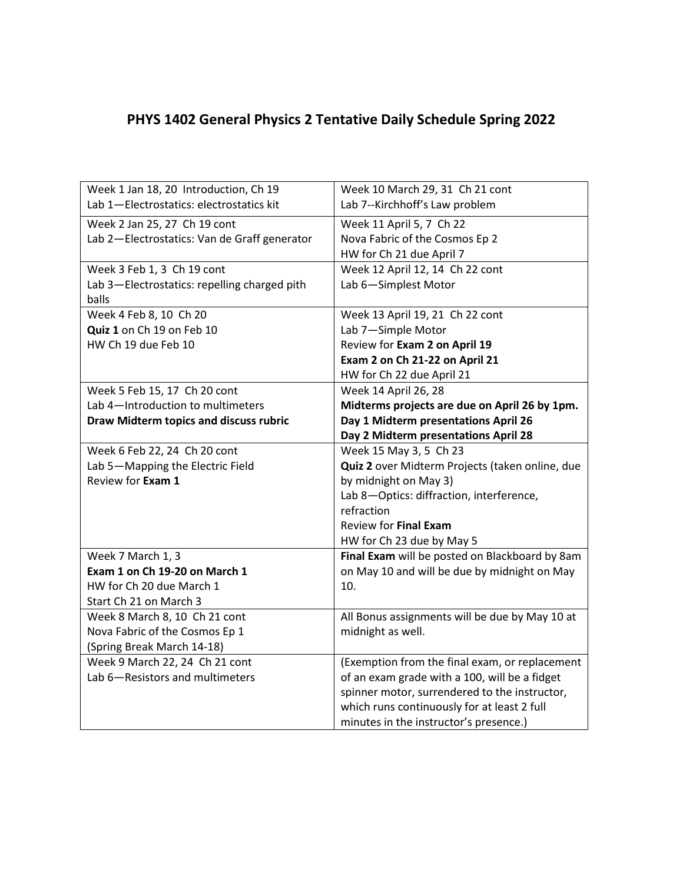# PHYS 1402 General Physics 2 Tentative Daily Schedule Spring 2022

| | |
|---|---|
| Week 1 Jan 18, 20 Introduction, Ch 19<br>Lab 1—Electrostatics: electrostatics kit | Week 10 March 29, 31 Ch 21 cont<br>Lab 7--Kirchhoff's Law problem |
| Week 2 Jan 25, 27 Ch 19 cont<br>Lab 2—Electrostatics: Van de Graff generator | Week 11 April 5, 7 Ch 22<br>Nova Fabric of the Cosmos Ep 2<br>HW for Ch 21 due April 7 |
| Week 3 Feb 1, 3 Ch 19 cont<br>Lab 3—Electrostatics: repelling charged pith balls | Week 12 April 12, 14 Ch 22 cont<br>Lab 6—Simplest Motor |
| Week 4 Feb 8, 10 Ch 20<br>**Quiz 1** on Ch 19 on Feb 10<br>HW Ch 19 due Feb 10 | Week 13 April 19, 21 Ch 22 cont<br>Lab 7—Simple Motor<br>Review for **Exam 2 on April 19**<br>**Exam 2 on Ch 21-22 on April 21**<br>HW for Ch 22 due April 21 |
| Week 5 Feb 15, 17 Ch 20 cont<br>Lab 4—Introduction to multimeters<br>**Draw Midterm topics and discuss rubric** | Week 14 April 26, 28<br>**Midterms projects are due on April 26 by 1pm.**<br>**Day 1 Midterm presentations April 26**<br>**Day 2 Midterm presentations April 28** |
| Week 6 Feb 22, 24 Ch 20 cont<br>Lab 5—Mapping the Electric Field<br>Review for **Exam 1** | Week 15 May 3, 5 Ch 23<br>**Quiz 2** over Midterm Projects (taken online, due by midnight on May 3)<br>Lab 8—Optics: diffraction, interference, refraction<br>Review for **Final Exam**<br>HW for Ch 23 due by May 5 |
| Week 7 March 1, 3<br>**Exam 1 on Ch 19-20 on March 1**<br>HW for Ch 20 due March 1<br>Start Ch 21 on March 3 | **Final Exam** will be posted on Blackboard by 8am on May 10 and will be due by midnight on May 10. |
| Week 8 March 8, 10 Ch 21 cont<br>Nova Fabric of the Cosmos Ep 1<br>(Spring Break March 14-18) | All Bonus assignments will be due by May 10 at midnight as well. |
| Week 9 March 22, 24 Ch 21 cont<br>Lab 6—Resistors and multimeters | (Exemption from the final exam, or replacement of an exam grade with a 100, will be a fidget spinner motor, surrendered to the instructor, which runs continuously for at least 2 full minutes in the instructor's presence.) |